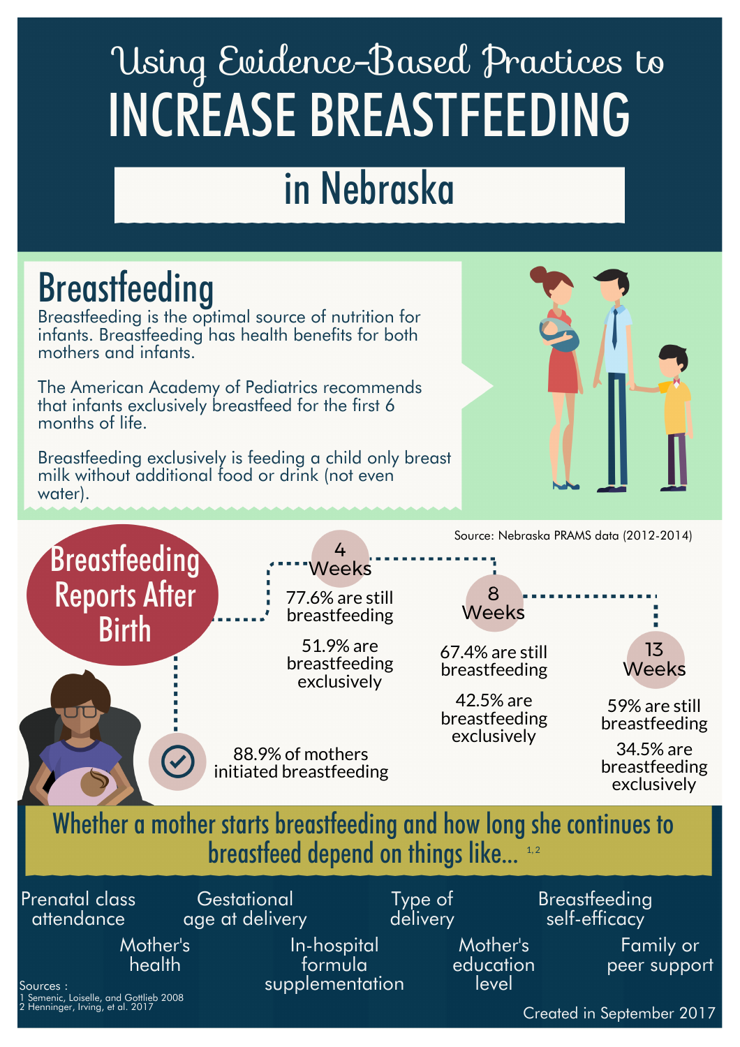# Using Evidence-Based Practices to INCREASE BREASTFEEDING in Nebraska

## Breastfeeding

Breastfeeding is the optimal source of nutrition for infants. Breastfeeding has health benefits for both mothers and infants.

The American Academy of Pediatrics recommends that infants exclusively breastfeed for the first 6 months of life.

Breastfeeding exclusively is feeding a child only breast milk without additional food or drink (not even water).

## Breastfeeding Reports After Birth

Source: Nebraska PRAMS data (2012-2014)

88.9% of mothers initiated breastfeeding

**4 Weeks**

77.6% are still breastfeeding

51.9% are breastfeeding exclusively

**8 Weeks**

67.4% are still breastfeeding

42.5% are breastfeeding exclusively

**13 Weeks**

59% are still breastfeeding

34.5% are breastfeeding exclusively

## Whether a mother starts breastfeeding and how long she continues to breastfeed depend on things like...[1,2]

- Prenatal class attendance
- Mother's health
- Gestational age at delivery
- In-hospital formula supplementation
- Type of delivery
- Mother's education level
- Breastfeeding self-efficacy
- Family or peer support

Sources :
1 Semenic, Loiselle, and Gottlieb 2008
2 Henninger, Irving, et al. 2017

Created in September 2017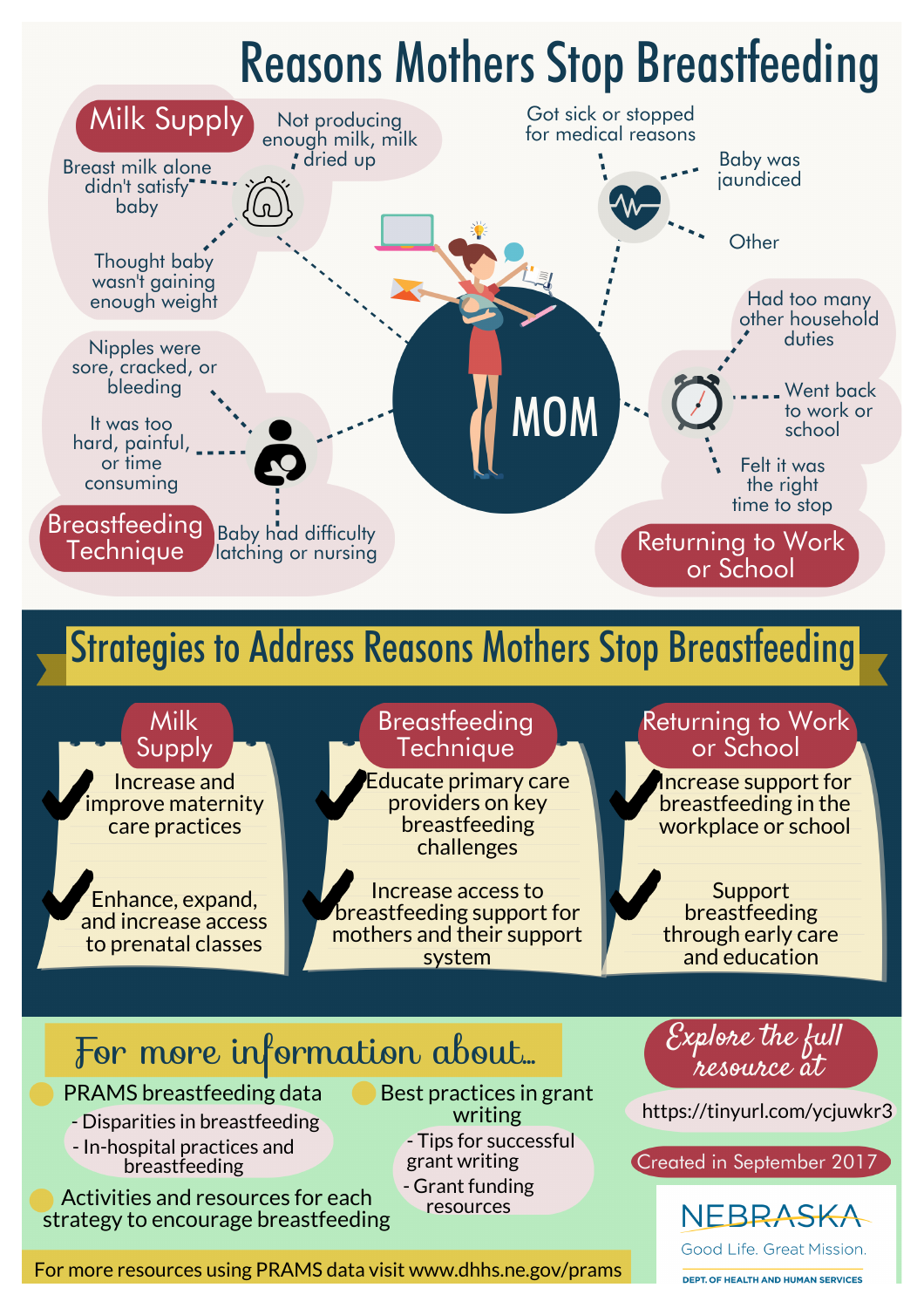# Reasons Mothers Stop Breastfeeding

MOM

## Milk Supply

- Not producing enough milk, milk dried up
- Breast milk alone didn't satisfy baby
- Thought baby wasn't gaining enough weight

## Breastfeeding Technique

- Nipples were sore, cracked, or bleeding
- It was too hard, painful, or time consuming
- Baby had difficulty latching or nursing

## Medical Reasons

- Got sick or stopped for medical reasons
- Baby was jaundiced
- Other

## Returning to Work or School

- Had too many other household duties
- Went back to work or school
- Felt it was the right time to stop

# Strategies to Address Reasons Mothers Stop Breastfeeding

### Milk Supply

- Increase and improve maternity care practices
- Enhance, expand, and increase access to prenatal classes

### Breastfeeding Technique

- Educate primary care providers on key breastfeeding challenges
- Increase access to breastfeeding support for mothers and their support system

### Returning to Work or School

- Increase support for breastfeeding in the workplace or school
- Support breastfeeding through early care and education

## For more information about...

- PRAMS breastfeeding data
  - Disparities in breastfeeding
  - In-hospital practices and breastfeeding
- Activities and resources for each strategy to encourage breastfeeding
- Best practices in grant writing
  - Tips for successful grant writing
  - Grant funding resources

*Explore the full resource at*

https://tinyurl.com/ycjuwkr3

Created in September 2017

For more resources using PRAMS data visit www.dhhs.ne.gov/prams

NEBRASKA

Good Life. Great Mission.

DEPT. OF HEALTH AND HUMAN SERVICES